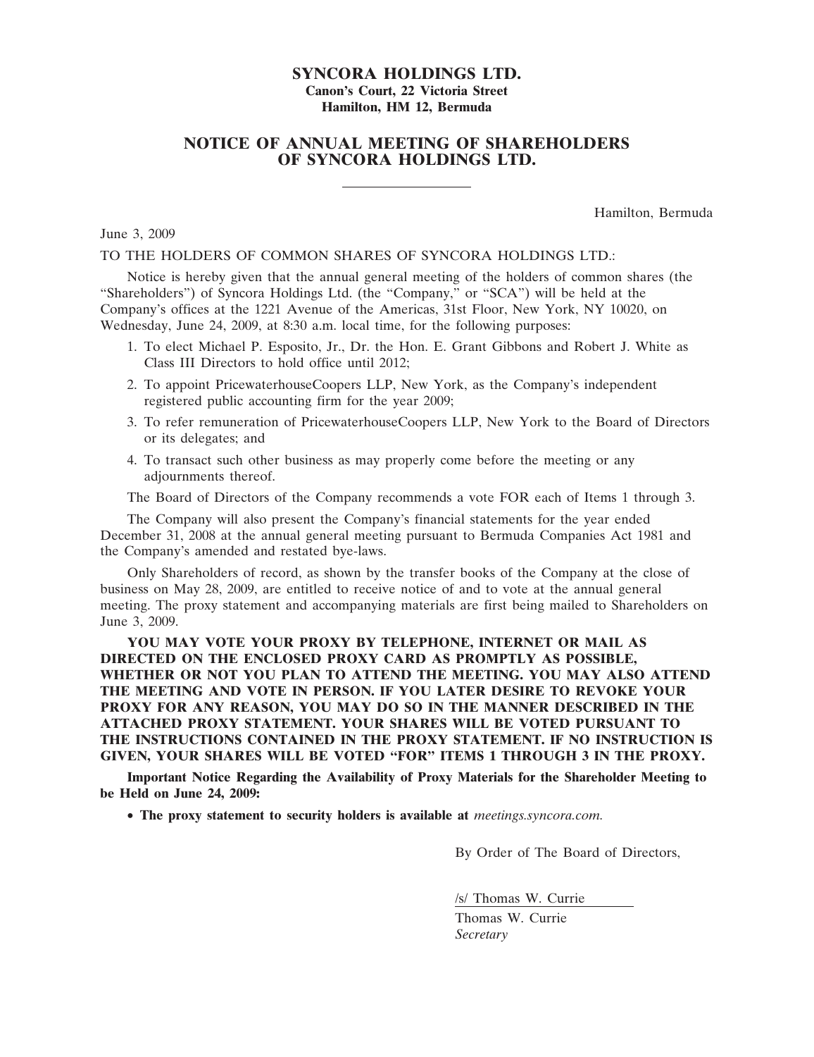# SYNCORA HOLDINGS LTD.

**Canon's Court, 22 Victoria Street**
**Hamilton, HM 12, Bermuda**

## NOTICE OF ANNUAL MEETING OF SHAREHOLDERS OF SYNCORA HOLDINGS LTD.

---

Hamilton, Bermuda

June 3, 2009

TO THE HOLDERS OF COMMON SHARES OF SYNCORA HOLDINGS LTD.:

Notice is hereby given that the annual general meeting of the holders of common shares (the "Shareholders") of Syncora Holdings Ltd. (the "Company," or "SCA") will be held at the Company's offices at the 1221 Avenue of the Americas, 31st Floor, New York, NY 10020, on Wednesday, June 24, 2009, at 8:30 a.m. local time, for the following purposes:

1. To elect Michael P. Esposito, Jr., Dr. the Hon. E. Grant Gibbons and Robert J. White as Class III Directors to hold office until 2012;
2. To appoint PricewaterhouseCoopers LLP, New York, as the Company's independent registered public accounting firm for the year 2009;
3. To refer remuneration of PricewaterhouseCoopers LLP, New York to the Board of Directors or its delegates; and
4. To transact such other business as may properly come before the meeting or any adjournments thereof.

The Board of Directors of the Company recommends a vote FOR each of Items 1 through 3.

The Company will also present the Company's financial statements for the year ended December 31, 2008 at the annual general meeting pursuant to Bermuda Companies Act 1981 and the Company's amended and restated bye-laws.

Only Shareholders of record, as shown by the transfer books of the Company at the close of business on May 28, 2009, are entitled to receive notice of and to vote at the annual general meeting. The proxy statement and accompanying materials are first being mailed to Shareholders on June 3, 2009.

**YOU MAY VOTE YOUR PROXY BY TELEPHONE, INTERNET OR MAIL AS DIRECTED ON THE ENCLOSED PROXY CARD AS PROMPTLY AS POSSIBLE, WHETHER OR NOT YOU PLAN TO ATTEND THE MEETING. YOU MAY ALSO ATTEND THE MEETING AND VOTE IN PERSON. IF YOU LATER DESIRE TO REVOKE YOUR PROXY FOR ANY REASON, YOU MAY DO SO IN THE MANNER DESCRIBED IN THE ATTACHED PROXY STATEMENT. YOUR SHARES WILL BE VOTED PURSUANT TO THE INSTRUCTIONS CONTAINED IN THE PROXY STATEMENT. IF NO INSTRUCTION IS GIVEN, YOUR SHARES WILL BE VOTED "FOR" ITEMS 1 THROUGH 3 IN THE PROXY.**

**Important Notice Regarding the Availability of Proxy Materials for the Shareholder Meeting to be Held on June 24, 2009:**

- **The proxy statement to security holders is available at** *meetings.syncora.com.*

By Order of The Board of Directors,

/s/ Thomas W. Currie

Thomas W. Currie
*Secretary*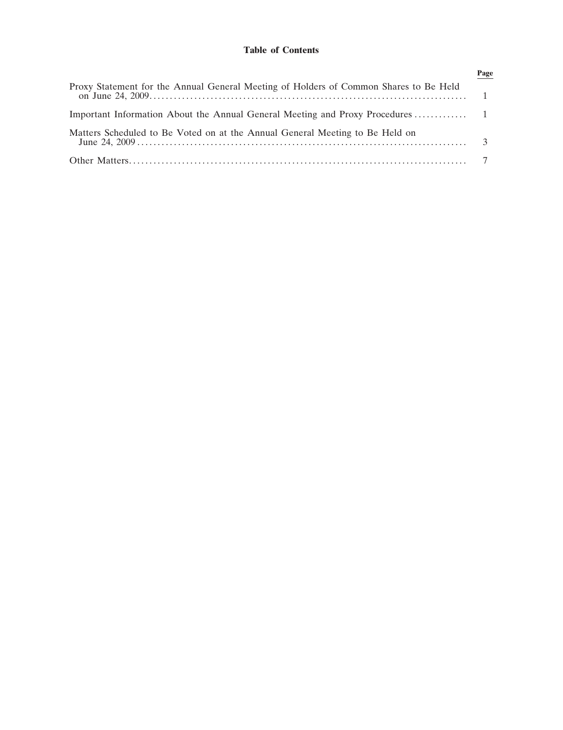**Table of Contents**

| | Page |
|---|---|
| Proxy Statement for the Annual General Meeting of Holders of Common Shares to Be Held on June 24, 2009 | 1 |
| Important Information About the Annual General Meeting and Proxy Procedures | 1 |
| Matters Scheduled to Be Voted on at the Annual General Meeting to Be Held on June 24, 2009 | 3 |
| Other Matters | 7 |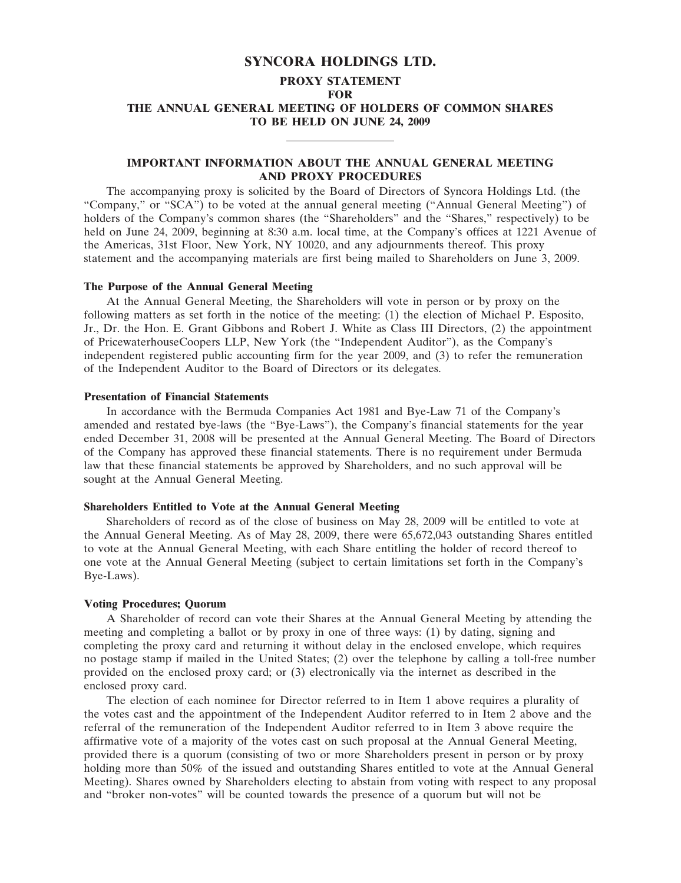# SYNCORA HOLDINGS LTD.

## PROXY STATEMENT
## FOR
## THE ANNUAL GENERAL MEETING OF HOLDERS OF COMMON SHARES
## TO BE HELD ON JUNE 24, 2009

---

### IMPORTANT INFORMATION ABOUT THE ANNUAL GENERAL MEETING AND PROXY PROCEDURES

The accompanying proxy is solicited by the Board of Directors of Syncora Holdings Ltd. (the "Company," or "SCA") to be voted at the annual general meeting ("Annual General Meeting") of holders of the Company's common shares (the "Shareholders" and the "Shares," respectively) to be held on June 24, 2009, beginning at 8:30 a.m. local time, at the Company's offices at 1221 Avenue of the Americas, 31st Floor, New York, NY 10020, and any adjournments thereof. This proxy statement and the accompanying materials are first being mailed to Shareholders on June 3, 2009.

**The Purpose of the Annual General Meeting**

At the Annual General Meeting, the Shareholders will vote in person or by proxy on the following matters as set forth in the notice of the meeting: (1) the election of Michael P. Esposito, Jr., Dr. the Hon. E. Grant Gibbons and Robert J. White as Class III Directors, (2) the appointment of PricewaterhouseCoopers LLP, New York (the "Independent Auditor"), as the Company's independent registered public accounting firm for the year 2009, and (3) to refer the remuneration of the Independent Auditor to the Board of Directors or its delegates.

**Presentation of Financial Statements**

In accordance with the Bermuda Companies Act 1981 and Bye-Law 71 of the Company's amended and restated bye-laws (the "Bye-Laws"), the Company's financial statements for the year ended December 31, 2008 will be presented at the Annual General Meeting. The Board of Directors of the Company has approved these financial statements. There is no requirement under Bermuda law that these financial statements be approved by Shareholders, and no such approval will be sought at the Annual General Meeting.

**Shareholders Entitled to Vote at the Annual General Meeting**

Shareholders of record as of the close of business on May 28, 2009 will be entitled to vote at the Annual General Meeting. As of May 28, 2009, there were 65,672,043 outstanding Shares entitled to vote at the Annual General Meeting, with each Share entitling the holder of record thereof to one vote at the Annual General Meeting (subject to certain limitations set forth in the Company's Bye-Laws).

**Voting Procedures; Quorum**

A Shareholder of record can vote their Shares at the Annual General Meeting by attending the meeting and completing a ballot or by proxy in one of three ways: (1) by dating, signing and completing the proxy card and returning it without delay in the enclosed envelope, which requires no postage stamp if mailed in the United States; (2) over the telephone by calling a toll-free number provided on the enclosed proxy card; or (3) electronically via the internet as described in the enclosed proxy card.

The election of each nominee for Director referred to in Item 1 above requires a plurality of the votes cast and the appointment of the Independent Auditor referred to in Item 2 above and the referral of the remuneration of the Independent Auditor referred to in Item 3 above require the affirmative vote of a majority of the votes cast on such proposal at the Annual General Meeting, provided there is a quorum (consisting of two or more Shareholders present in person or by proxy holding more than 50% of the issued and outstanding Shares entitled to vote at the Annual General Meeting). Shares owned by Shareholders electing to abstain from voting with respect to any proposal and "broker non-votes" will be counted towards the presence of a quorum but will not be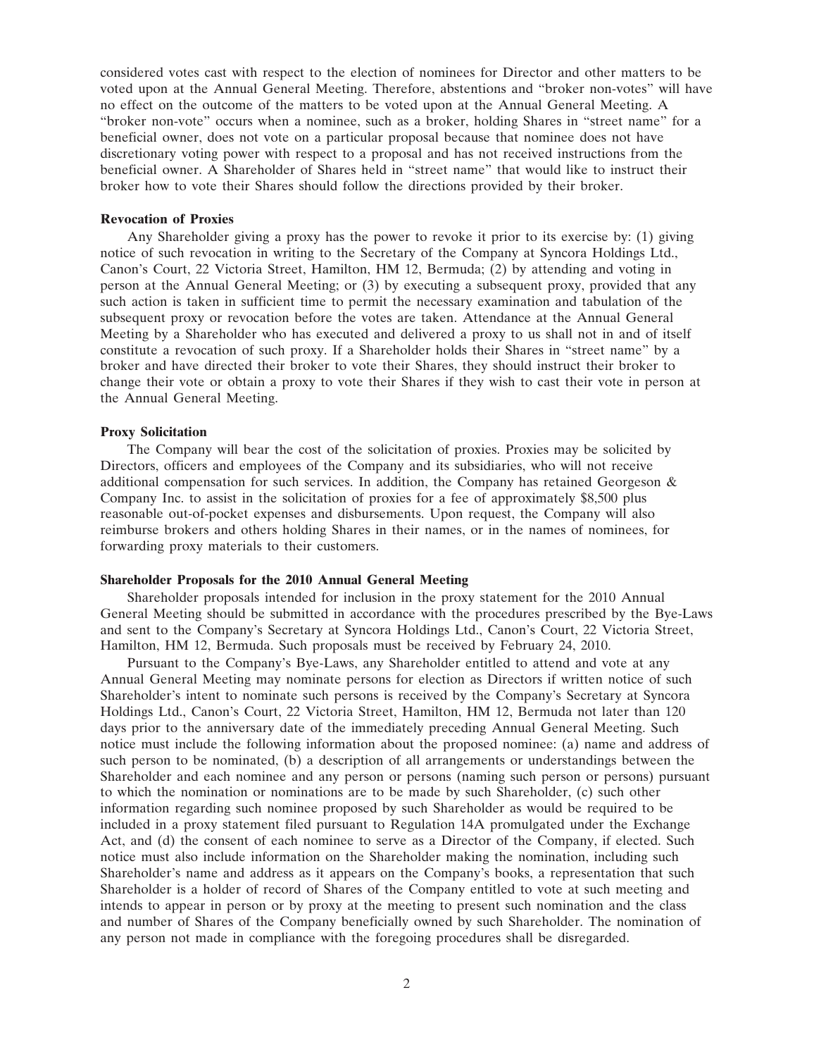considered votes cast with respect to the election of nominees for Director and other matters to be voted upon at the Annual General Meeting. Therefore, abstentions and "broker non-votes" will have no effect on the outcome of the matters to be voted upon at the Annual General Meeting. A "broker non-vote" occurs when a nominee, such as a broker, holding Shares in "street name" for a beneficial owner, does not vote on a particular proposal because that nominee does not have discretionary voting power with respect to a proposal and has not received instructions from the beneficial owner. A Shareholder of Shares held in "street name" that would like to instruct their broker how to vote their Shares should follow the directions provided by their broker.

### Revocation of Proxies

Any Shareholder giving a proxy has the power to revoke it prior to its exercise by: (1) giving notice of such revocation in writing to the Secretary of the Company at Syncora Holdings Ltd., Canon's Court, 22 Victoria Street, Hamilton, HM 12, Bermuda; (2) by attending and voting in person at the Annual General Meeting; or (3) by executing a subsequent proxy, provided that any such action is taken in sufficient time to permit the necessary examination and tabulation of the subsequent proxy or revocation before the votes are taken. Attendance at the Annual General Meeting by a Shareholder who has executed and delivered a proxy to us shall not in and of itself constitute a revocation of such proxy. If a Shareholder holds their Shares in "street name" by a broker and have directed their broker to vote their Shares, they should instruct their broker to change their vote or obtain a proxy to vote their Shares if they wish to cast their vote in person at the Annual General Meeting.

### Proxy Solicitation

The Company will bear the cost of the solicitation of proxies. Proxies may be solicited by Directors, officers and employees of the Company and its subsidiaries, who will not receive additional compensation for such services. In addition, the Company has retained Georgeson & Company Inc. to assist in the solicitation of proxies for a fee of approximately $8,500 plus reasonable out-of-pocket expenses and disbursements. Upon request, the Company will also reimburse brokers and others holding Shares in their names, or in the names of nominees, for forwarding proxy materials to their customers.

### Shareholder Proposals for the 2010 Annual General Meeting

Shareholder proposals intended for inclusion in the proxy statement for the 2010 Annual General Meeting should be submitted in accordance with the procedures prescribed by the Bye-Laws and sent to the Company's Secretary at Syncora Holdings Ltd., Canon's Court, 22 Victoria Street, Hamilton, HM 12, Bermuda. Such proposals must be received by February 24, 2010.

Pursuant to the Company's Bye-Laws, any Shareholder entitled to attend and vote at any Annual General Meeting may nominate persons for election as Directors if written notice of such Shareholder's intent to nominate such persons is received by the Company's Secretary at Syncora Holdings Ltd., Canon's Court, 22 Victoria Street, Hamilton, HM 12, Bermuda not later than 120 days prior to the anniversary date of the immediately preceding Annual General Meeting. Such notice must include the following information about the proposed nominee: (a) name and address of such person to be nominated, (b) a description of all arrangements or understandings between the Shareholder and each nominee and any person or persons (naming such person or persons) pursuant to which the nomination or nominations are to be made by such Shareholder, (c) such other information regarding such nominee proposed by such Shareholder as would be required to be included in a proxy statement filed pursuant to Regulation 14A promulgated under the Exchange Act, and (d) the consent of each nominee to serve as a Director of the Company, if elected. Such notice must also include information on the Shareholder making the nomination, including such Shareholder's name and address as it appears on the Company's books, a representation that such Shareholder is a holder of record of Shares of the Company entitled to vote at such meeting and intends to appear in person or by proxy at the meeting to present such nomination and the class and number of Shares of the Company beneficially owned by such Shareholder. The nomination of any person not made in compliance with the foregoing procedures shall be disregarded.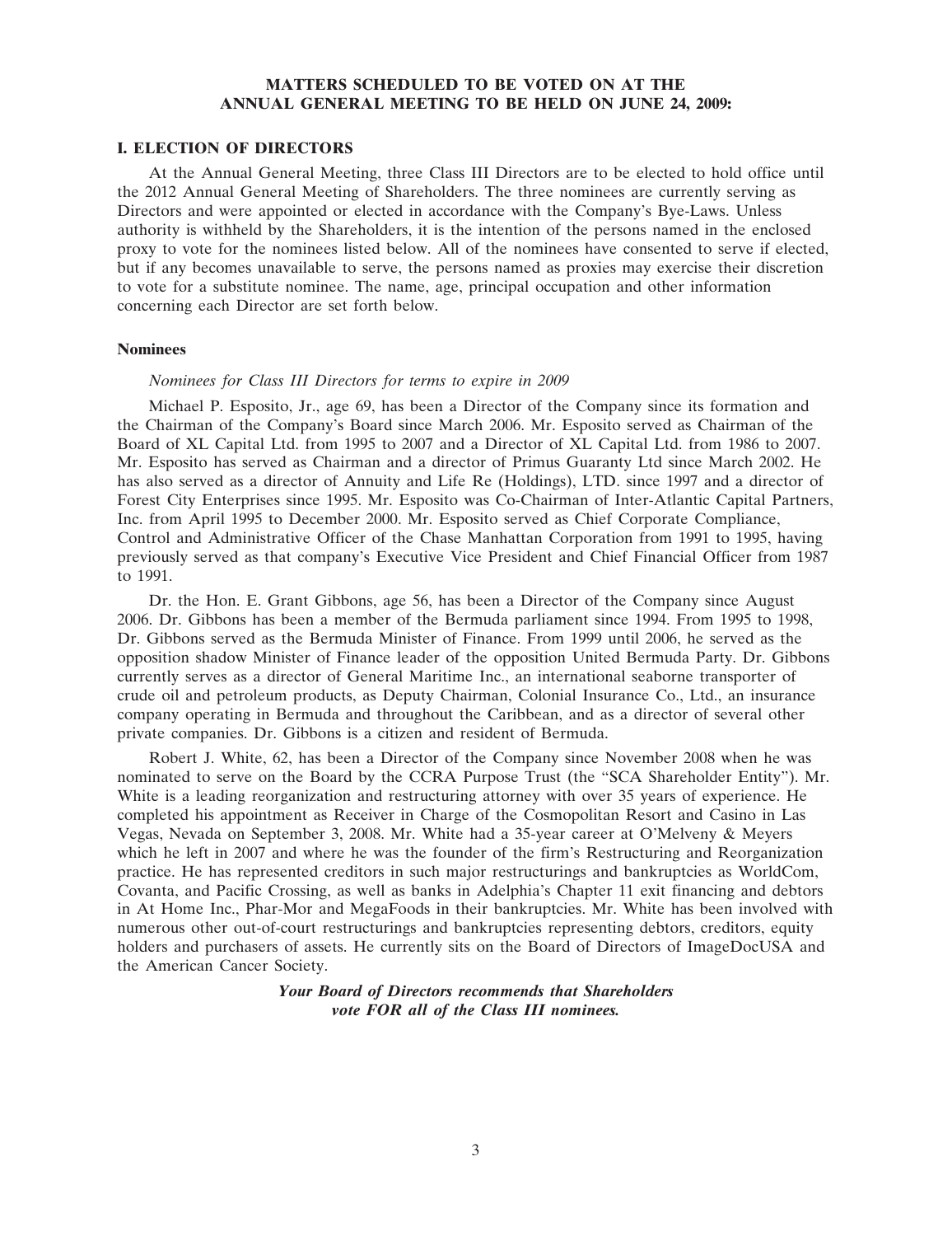## MATTERS SCHEDULED TO BE VOTED ON AT THE ANNUAL GENERAL MEETING TO BE HELD ON JUNE 24, 2009:

### I. ELECTION OF DIRECTORS

At the Annual General Meeting, three Class III Directors are to be elected to hold office until the 2012 Annual General Meeting of Shareholders. The three nominees are currently serving as Directors and were appointed or elected in accordance with the Company's Bye-Laws. Unless authority is withheld by the Shareholders, it is the intention of the persons named in the enclosed proxy to vote for the nominees listed below. All of the nominees have consented to serve if elected, but if any becomes unavailable to serve, the persons named as proxies may exercise their discretion to vote for a substitute nominee. The name, age, principal occupation and other information concerning each Director are set forth below.

#### Nominees

*Nominees for Class III Directors for terms to expire in 2009*

Michael P. Esposito, Jr., age 69, has been a Director of the Company since its formation and the Chairman of the Company's Board since March 2006. Mr. Esposito served as Chairman of the Board of XL Capital Ltd. from 1995 to 2007 and a Director of XL Capital Ltd. from 1986 to 2007. Mr. Esposito has served as Chairman and a director of Primus Guaranty Ltd since March 2002. He has also served as a director of Annuity and Life Re (Holdings), LTD. since 1997 and a director of Forest City Enterprises since 1995. Mr. Esposito was Co-Chairman of Inter-Atlantic Capital Partners, Inc. from April 1995 to December 2000. Mr. Esposito served as Chief Corporate Compliance, Control and Administrative Officer of the Chase Manhattan Corporation from 1991 to 1995, having previously served as that company's Executive Vice President and Chief Financial Officer from 1987 to 1991.

Dr. the Hon. E. Grant Gibbons, age 56, has been a Director of the Company since August 2006. Dr. Gibbons has been a member of the Bermuda parliament since 1994. From 1995 to 1998, Dr. Gibbons served as the Bermuda Minister of Finance. From 1999 until 2006, he served as the opposition shadow Minister of Finance leader of the opposition United Bermuda Party. Dr. Gibbons currently serves as a director of General Maritime Inc., an international seaborne transporter of crude oil and petroleum products, as Deputy Chairman, Colonial Insurance Co., Ltd., an insurance company operating in Bermuda and throughout the Caribbean, and as a director of several other private companies. Dr. Gibbons is a citizen and resident of Bermuda.

Robert J. White, 62, has been a Director of the Company since November 2008 when he was nominated to serve on the Board by the CCRA Purpose Trust (the "SCA Shareholder Entity"). Mr. White is a leading reorganization and restructuring attorney with over 35 years of experience. He completed his appointment as Receiver in Charge of the Cosmopolitan Resort and Casino in Las Vegas, Nevada on September 3, 2008. Mr. White had a 35-year career at O'Melveny & Meyers which he left in 2007 and where he was the founder of the firm's Restructuring and Reorganization practice. He has represented creditors in such major restructurings and bankruptcies as WorldCom, Covanta, and Pacific Crossing, as well as banks in Adelphia's Chapter 11 exit financing and debtors in At Home Inc., Phar-Mor and MegaFoods in their bankruptcies. Mr. White has been involved with numerous other out-of-court restructurings and bankruptcies representing debtors, creditors, equity holders and purchasers of assets. He currently sits on the Board of Directors of ImageDocUSA and the American Cancer Society.

***Your Board of Directors recommends that Shareholders vote FOR all of the Class III nominees.***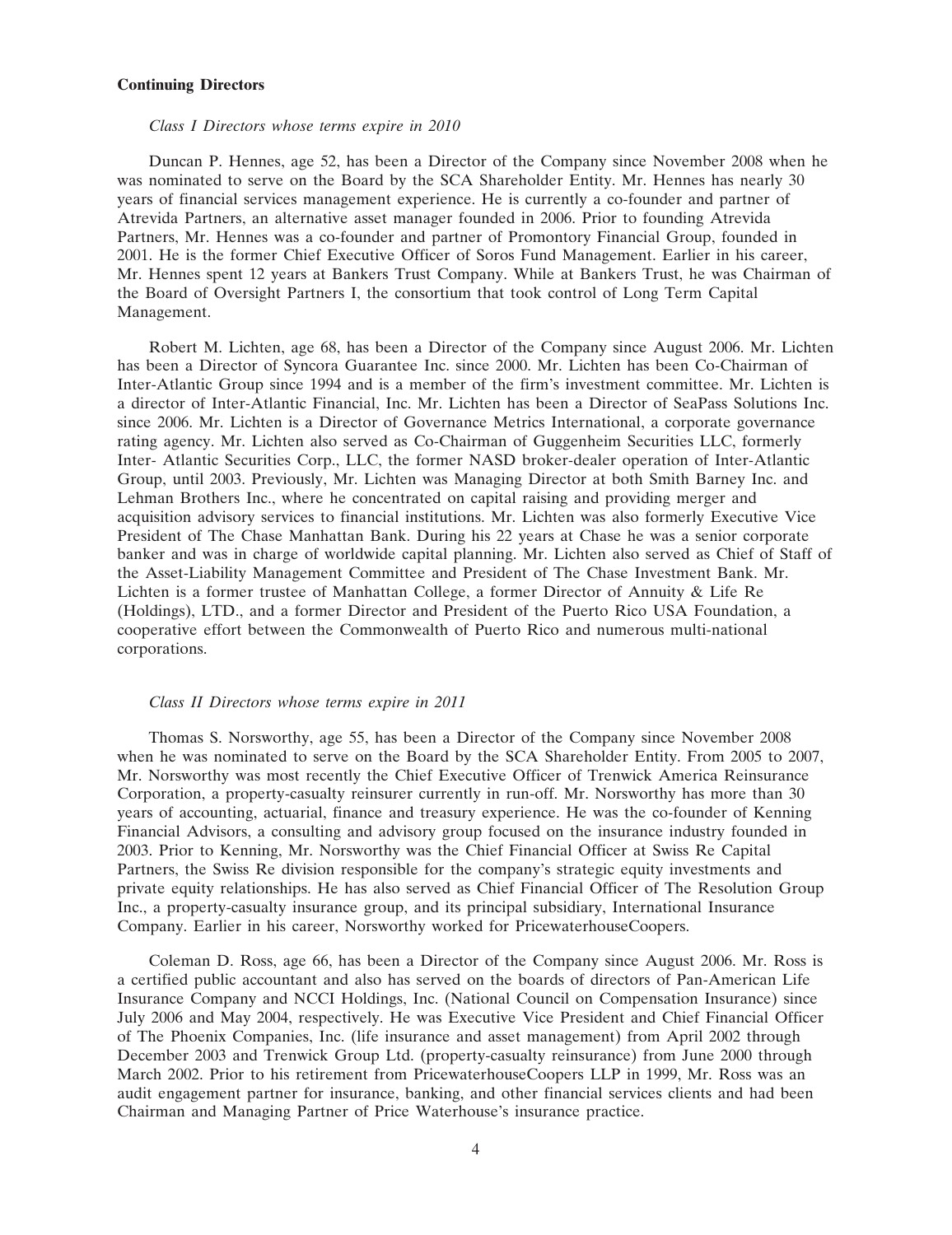**Continuing Directors**

*Class I Directors whose terms expire in 2010*

Duncan P. Hennes, age 52, has been a Director of the Company since November 2008 when he was nominated to serve on the Board by the SCA Shareholder Entity. Mr. Hennes has nearly 30 years of financial services management experience. He is currently a co-founder and partner of Atrevida Partners, an alternative asset manager founded in 2006. Prior to founding Atrevida Partners, Mr. Hennes was a co-founder and partner of Promontory Financial Group, founded in 2001. He is the former Chief Executive Officer of Soros Fund Management. Earlier in his career, Mr. Hennes spent 12 years at Bankers Trust Company. While at Bankers Trust, he was Chairman of the Board of Oversight Partners I, the consortium that took control of Long Term Capital Management.

Robert M. Lichten, age 68, has been a Director of the Company since August 2006. Mr. Lichten has been a Director of Syncora Guarantee Inc. since 2000. Mr. Lichten has been Co-Chairman of Inter-Atlantic Group since 1994 and is a member of the firm's investment committee. Mr. Lichten is a director of Inter-Atlantic Financial, Inc. Mr. Lichten has been a Director of SeaPass Solutions Inc. since 2006. Mr. Lichten is a Director of Governance Metrics International, a corporate governance rating agency. Mr. Lichten also served as Co-Chairman of Guggenheim Securities LLC, formerly Inter- Atlantic Securities Corp., LLC, the former NASD broker-dealer operation of Inter-Atlantic Group, until 2003. Previously, Mr. Lichten was Managing Director at both Smith Barney Inc. and Lehman Brothers Inc., where he concentrated on capital raising and providing merger and acquisition advisory services to financial institutions. Mr. Lichten was also formerly Executive Vice President of The Chase Manhattan Bank. During his 22 years at Chase he was a senior corporate banker and was in charge of worldwide capital planning. Mr. Lichten also served as Chief of Staff of the Asset-Liability Management Committee and President of The Chase Investment Bank. Mr. Lichten is a former trustee of Manhattan College, a former Director of Annuity & Life Re (Holdings), LTD., and a former Director and President of the Puerto Rico USA Foundation, a cooperative effort between the Commonwealth of Puerto Rico and numerous multi-national corporations.

*Class II Directors whose terms expire in 2011*

Thomas S. Norsworthy, age 55, has been a Director of the Company since November 2008 when he was nominated to serve on the Board by the SCA Shareholder Entity. From 2005 to 2007, Mr. Norsworthy was most recently the Chief Executive Officer of Trenwick America Reinsurance Corporation, a property-casualty reinsurer currently in run-off. Mr. Norsworthy has more than 30 years of accounting, actuarial, finance and treasury experience. He was the co-founder of Kenning Financial Advisors, a consulting and advisory group focused on the insurance industry founded in 2003. Prior to Kenning, Mr. Norsworthy was the Chief Financial Officer at Swiss Re Capital Partners, the Swiss Re division responsible for the company's strategic equity investments and private equity relationships. He has also served as Chief Financial Officer of The Resolution Group Inc., a property-casualty insurance group, and its principal subsidiary, International Insurance Company. Earlier in his career, Norsworthy worked for PricewaterhouseCoopers.

Coleman D. Ross, age 66, has been a Director of the Company since August 2006. Mr. Ross is a certified public accountant and also has served on the boards of directors of Pan-American Life Insurance Company and NCCI Holdings, Inc. (National Council on Compensation Insurance) since July 2006 and May 2004, respectively. He was Executive Vice President and Chief Financial Officer of The Phoenix Companies, Inc. (life insurance and asset management) from April 2002 through December 2003 and Trenwick Group Ltd. (property-casualty reinsurance) from June 2000 through March 2002. Prior to his retirement from PricewaterhouseCoopers LLP in 1999, Mr. Ross was an audit engagement partner for insurance, banking, and other financial services clients and had been Chairman and Managing Partner of Price Waterhouse's insurance practice.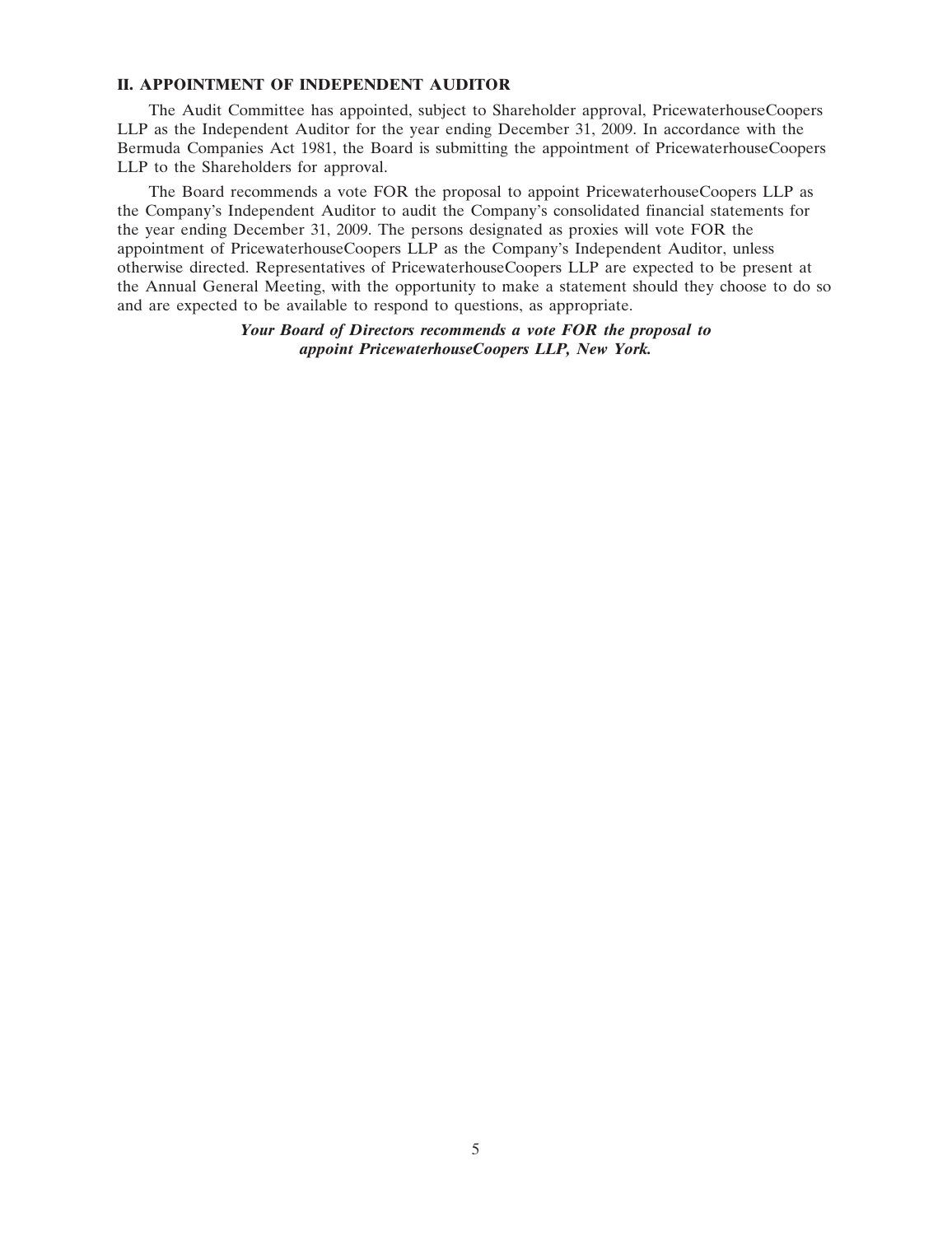## II. APPOINTMENT OF INDEPENDENT AUDITOR

The Audit Committee has appointed, subject to Shareholder approval, PricewaterhouseCoopers LLP as the Independent Auditor for the year ending December 31, 2009. In accordance with the Bermuda Companies Act 1981, the Board is submitting the appointment of PricewaterhouseCoopers LLP to the Shareholders for approval.

The Board recommends a vote FOR the proposal to appoint PricewaterhouseCoopers LLP as the Company's Independent Auditor to audit the Company's consolidated financial statements for the year ending December 31, 2009. The persons designated as proxies will vote FOR the appointment of PricewaterhouseCoopers LLP as the Company's Independent Auditor, unless otherwise directed. Representatives of PricewaterhouseCoopers LLP are expected to be present at the Annual General Meeting, with the opportunity to make a statement should they choose to do so and are expected to be available to respond to questions, as appropriate.

***Your Board of Directors recommends a vote FOR the proposal to appoint PricewaterhouseCoopers LLP, New York.***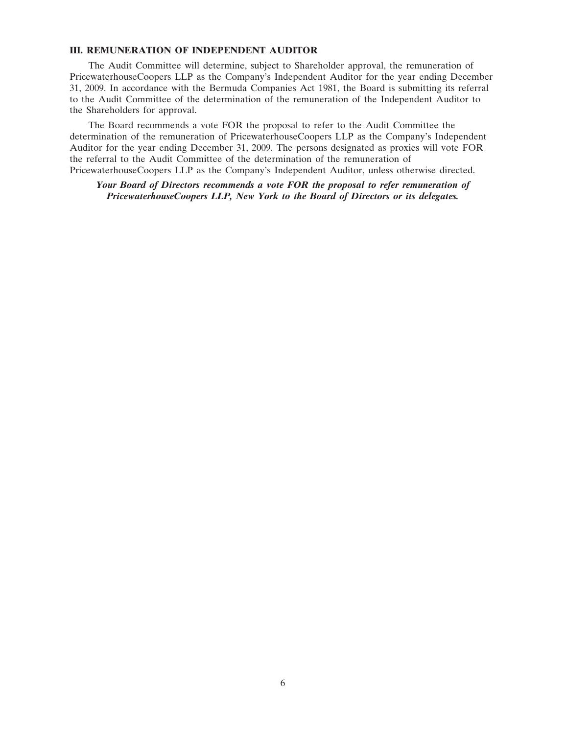### III. REMUNERATION OF INDEPENDENT AUDITOR

The Audit Committee will determine, subject to Shareholder approval, the remuneration of PricewaterhouseCoopers LLP as the Company's Independent Auditor for the year ending December 31, 2009. In accordance with the Bermuda Companies Act 1981, the Board is submitting its referral to the Audit Committee of the determination of the remuneration of the Independent Auditor to the Shareholders for approval.

The Board recommends a vote FOR the proposal to refer to the Audit Committee the determination of the remuneration of PricewaterhouseCoopers LLP as the Company's Independent Auditor for the year ending December 31, 2009. The persons designated as proxies will vote FOR the referral to the Audit Committee of the determination of the remuneration of PricewaterhouseCoopers LLP as the Company's Independent Auditor, unless otherwise directed.

***Your Board of Directors recommends a vote FOR the proposal to refer remuneration of PricewaterhouseCoopers LLP, New York to the Board of Directors or its delegates.***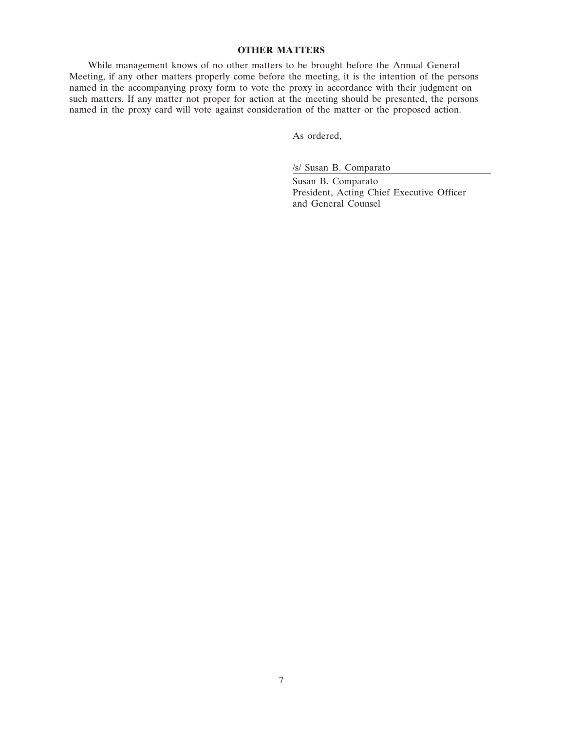## OTHER MATTERS

While management knows of no other matters to be brought before the Annual General Meeting, if any other matters properly come before the meeting, it is the intention of the persons named in the accompanying proxy form to vote the proxy in accordance with their judgment on such matters. If any matter not proper for action at the meeting should be presented, the persons named in the proxy card will vote against consideration of the matter or the proposed action.

As ordered,

/s/ Susan B. Comparato

Susan B. Comparato
President, Acting Chief Executive Officer
and General Counsel